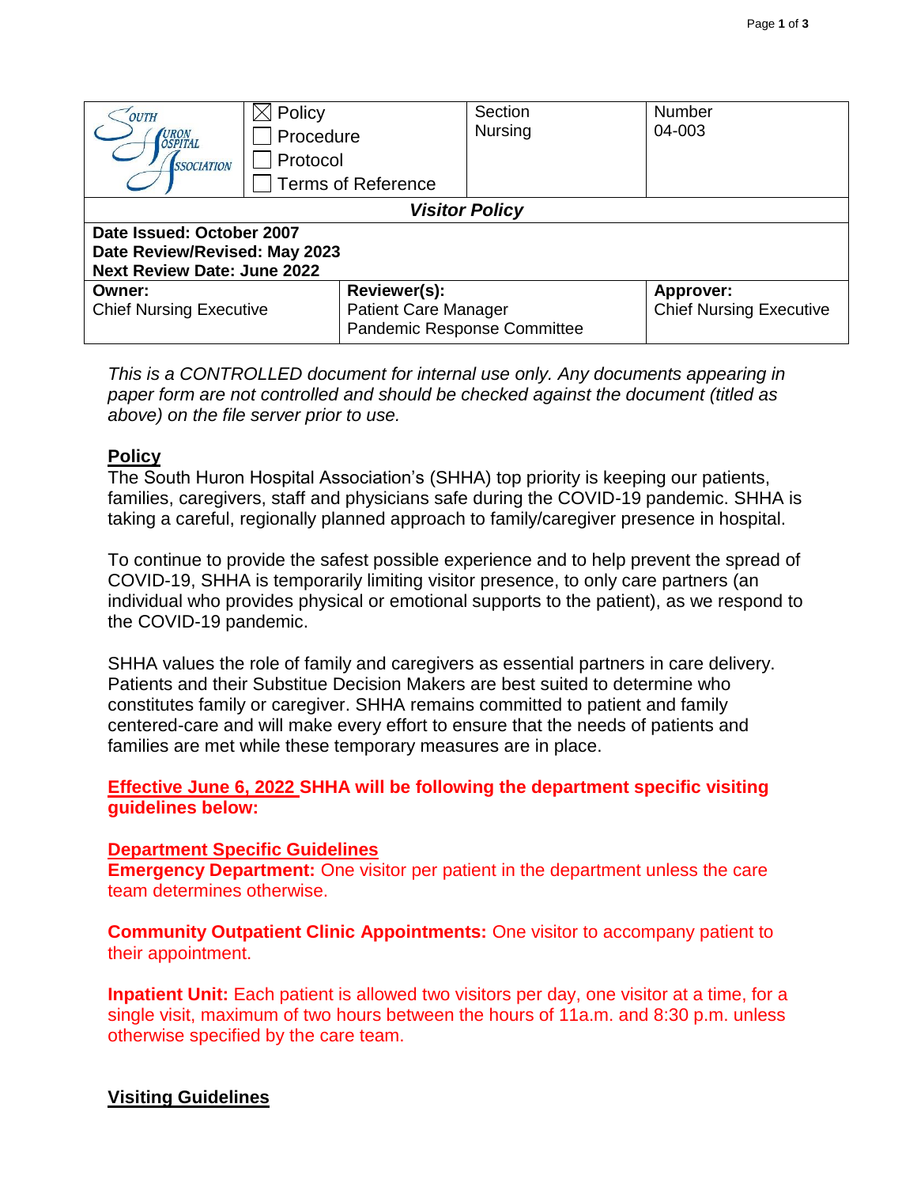| South Huron Hospital Association | ☒ Policy<br>☐ Procedure<br>☐ Protocol<br>☐ Terms of Reference | Section<br>Nursing | Number<br>04-003 |
|---|---|---|---|
| ***Visitor Policy*** | | | |
| **Date Issued: October 2007**<br>**Date Review/Revised: May 2023**<br>**Next Review Date: June 2022** | | | |
| **Owner:**<br>Chief Nursing Executive | **Reviewer(s):**<br>Patient Care Manager<br>Pandemic Response Committee | | **Approver:**<br>Chief Nursing Executive |

*This is a CONTROLLED document for internal use only. Any documents appearing in paper form are not controlled and should be checked against the document (titled as above) on the file server prior to use.*

## Policy

The South Huron Hospital Association's (SHHA) top priority is keeping our patients, families, caregivers, staff and physicians safe during the COVID-19 pandemic. SHHA is taking a careful, regionally planned approach to family/caregiver presence in hospital.

To continue to provide the safest possible experience and to help prevent the spread of COVID-19, SHHA is temporarily limiting visitor presence, to only care partners (an individual who provides physical or emotional supports to the patient), as we respond to the COVID-19 pandemic.

SHHA values the role of family and caregivers as essential partners in care delivery. Patients and their Substitue Decision Makers are best suited to determine who constitutes family or caregiver. SHHA remains committed to patient and family centered-care and will make every effort to ensure that the needs of patients and families are met while these temporary measures are in place.

**Effective June 6, 2022 SHHA will be following the department specific visiting guidelines below:**

### Department Specific Guidelines

**Emergency Department:** One visitor per patient in the department unless the care team determines otherwise.

**Community Outpatient Clinic Appointments:** One visitor to accompany patient to their appointment.

**Inpatient Unit:** Each patient is allowed two visitors per day, one visitor at a time, for a single visit, maximum of two hours between the hours of 11a.m. and 8:30 p.m. unless otherwise specified by the care team.

## Visiting Guidelines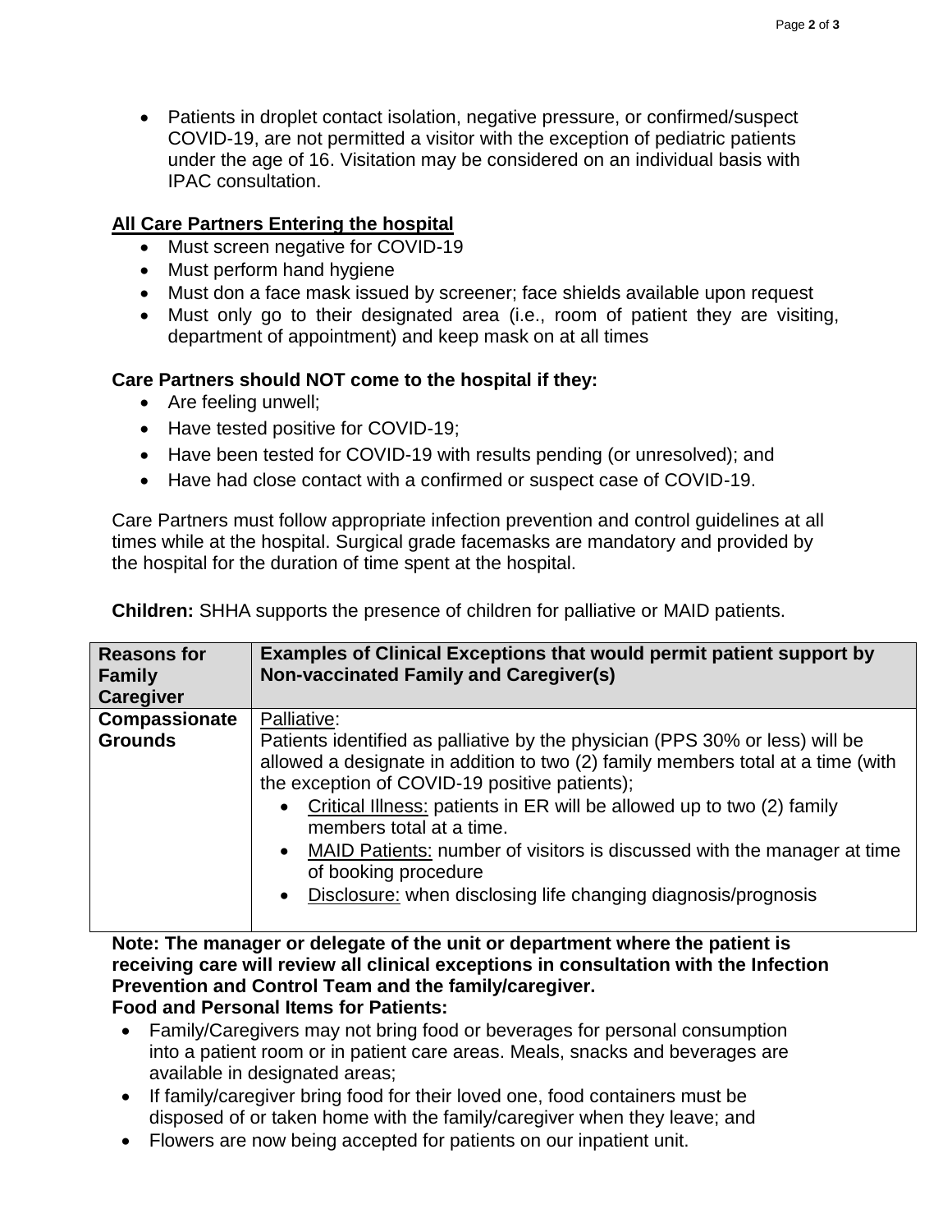- Patients in droplet contact isolation, negative pressure, or confirmed/suspect COVID-19, are not permitted a visitor with the exception of pediatric patients under the age of 16. Visitation may be considered on an individual basis with IPAC consultation.

**<u>All Care Partners Entering the hospital</u>**

- Must screen negative for COVID-19
- Must perform hand hygiene
- Must don a face mask issued by screener; face shields available upon request
- Must only go to their designated area (i.e., room of patient they are visiting, department of appointment) and keep mask on at all times

**Care Partners should NOT come to the hospital if they:**

- Are feeling unwell;
- Have tested positive for COVID-19;
- Have been tested for COVID-19 with results pending (or unresolved); and
- Have had close contact with a confirmed or suspect case of COVID-19.

Care Partners must follow appropriate infection prevention and control guidelines at all times while at the hospital. Surgical grade facemasks are mandatory and provided by the hospital for the duration of time spent at the hospital.

**Children:** SHHA supports the presence of children for palliative or MAID patients.

| Reasons for Family Caregiver | Examples of Clinical Exceptions that would permit patient support by Non-vaccinated Family and Caregiver(s) |
|---|---|
| **Compassionate Grounds** | <u>Palliative</u>:<br>Patients identified as palliative by the physician (PPS 30% or less) will be allowed a designate in addition to two (2) family members total at a time (with the exception of COVID-19 positive patients);<br>• <u>Critical Illness:</u> patients in ER will be allowed up to two (2) family members total at a time.<br>• <u>MAID Patients:</u> number of visitors is discussed with the manager at time of booking procedure<br>• <u>Disclosure:</u> when disclosing life changing diagnosis/prognosis |

**Note: The manager or delegate of the unit or department where the patient is receiving care will review all clinical exceptions in consultation with the Infection Prevention and Control Team and the family/caregiver.**

**Food and Personal Items for Patients:**

- Family/Caregivers may not bring food or beverages for personal consumption into a patient room or in patient care areas. Meals, snacks and beverages are available in designated areas;
- If family/caregiver bring food for their loved one, food containers must be disposed of or taken home with the family/caregiver when they leave; and
- Flowers are now being accepted for patients on our inpatient unit.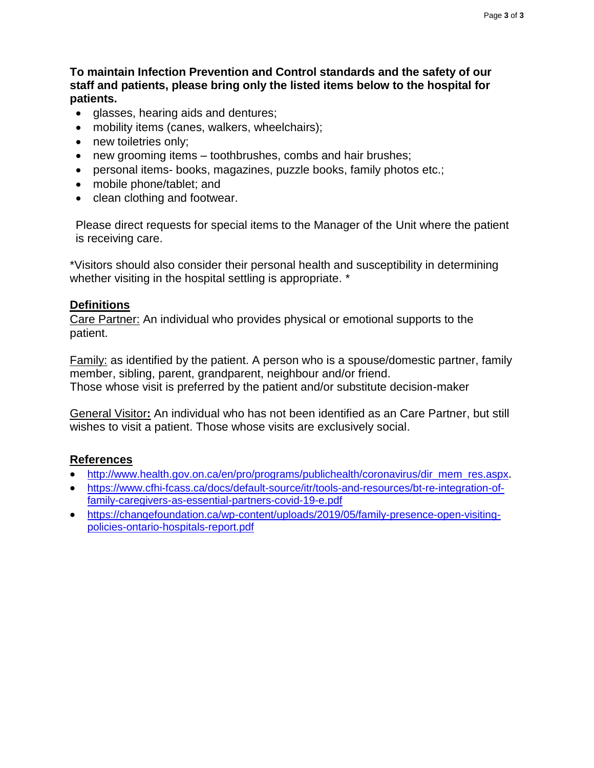**To maintain Infection Prevention and Control standards and the safety of our staff and patients, please bring only the listed items below to the hospital for patients.**

- glasses, hearing aids and dentures;
- mobility items (canes, walkers, wheelchairs);
- new toiletries only;
- new grooming items – toothbrushes, combs and hair brushes;
- personal items- books, magazines, puzzle books, family photos etc.;
- mobile phone/tablet; and
- clean clothing and footwear.

Please direct requests for special items to the Manager of the Unit where the patient is receiving care.

*Visitors should also consider their personal health and susceptibility in determining whether visiting in the hospital settling is appropriate. *

## Definitions

Care Partner: An individual who provides physical or emotional supports to the patient.

Family: as identified by the patient. A person who is a spouse/domestic partner, family member, sibling, parent, grandparent, neighbour and/or friend.
Those whose visit is preferred by the patient and/or substitute decision-maker

General Visitor**:** An individual who has not been identified as an Care Partner, but still wishes to visit a patient. Those whose visits are exclusively social.

## References

- http://www.health.gov.on.ca/en/pro/programs/publichealth/coronavirus/dir_mem_res.aspx.
- https://www.cfhi-fcass.ca/docs/default-source/itr/tools-and-resources/bt-re-integration-of-family-caregivers-as-essential-partners-covid-19-e.pdf
- https://changefoundation.ca/wp-content/uploads/2019/05/family-presence-open-visiting-policies-ontario-hospitals-report.pdf